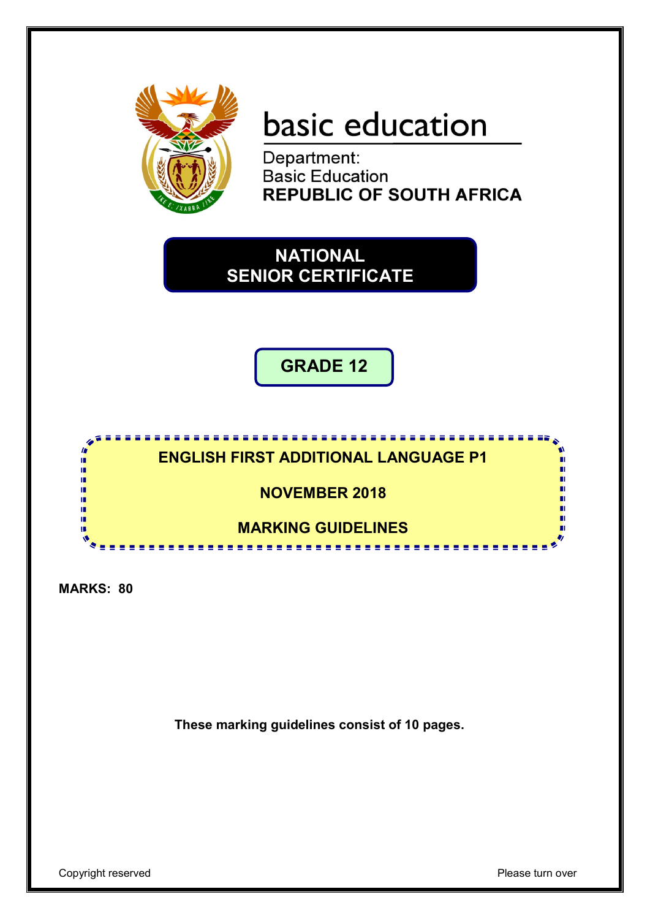basic education

Department:
Basic Education
**REPUBLIC OF SOUTH AFRICA**

# NATIONAL SENIOR CERTIFICATE

## GRADE 12

## ENGLISH FIRST ADDITIONAL LANGUAGE P1

## NOVEMBER 2018

## MARKING GUIDELINES

**MARKS: 80**

**These marking guidelines consist of 10 pages.**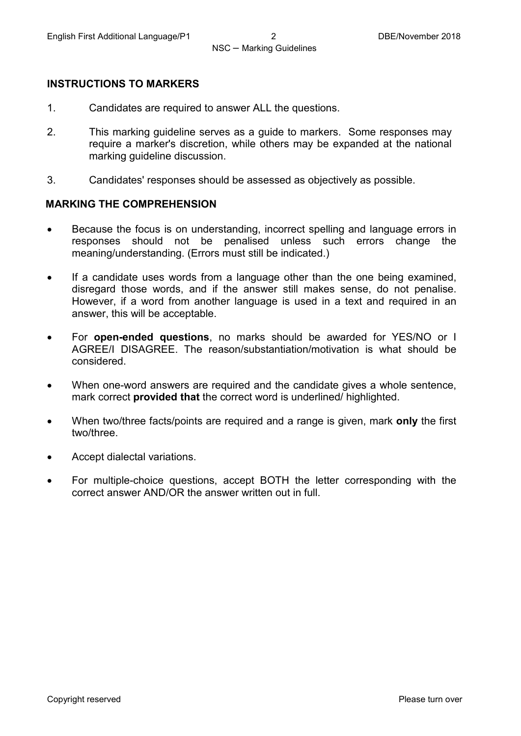## INSTRUCTIONS TO MARKERS

1. Candidates are required to answer ALL the questions.

2. This marking guideline serves as a guide to markers. Some responses may require a marker's discretion, while others may be expanded at the national marking guideline discussion.

3. Candidates' responses should be assessed as objectively as possible.

## MARKING THE COMPREHENSION

- Because the focus is on understanding, incorrect spelling and language errors in responses should not be penalised unless such errors change the meaning/understanding. (Errors must still be indicated.)
- If a candidate uses words from a language other than the one being examined, disregard those words, and if the answer still makes sense, do not penalise. However, if a word from another language is used in a text and required in an answer, this will be acceptable.
- For **open-ended questions**, no marks should be awarded for YES/NO or I AGREE/I DISAGREE. The reason/substantiation/motivation is what should be considered.
- When one-word answers are required and the candidate gives a whole sentence, mark correct **provided that** the correct word is underlined/ highlighted.
- When two/three facts/points are required and a range is given, mark **only** the first two/three.
- Accept dialectal variations.
- For multiple-choice questions, accept BOTH the letter corresponding with the correct answer AND/OR the answer written out in full.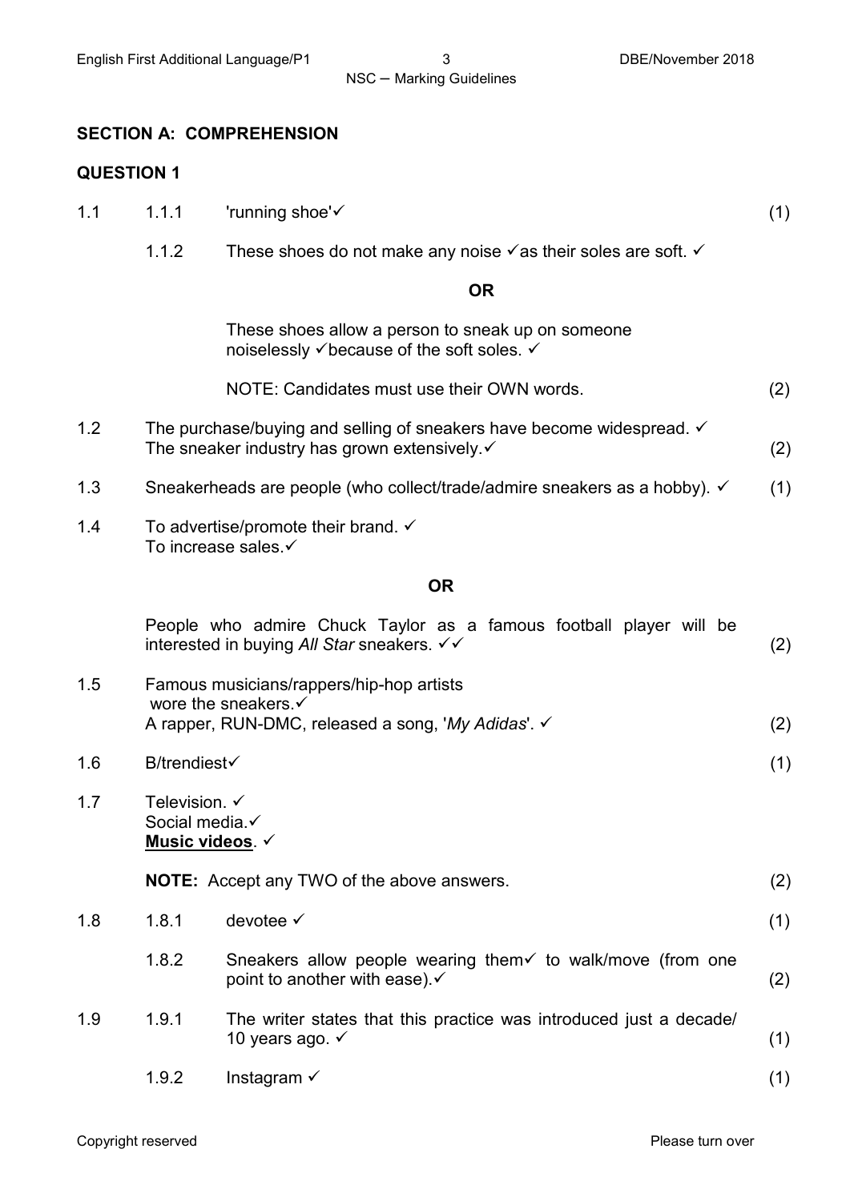## SECTION A: COMPREHENSION

### QUESTION 1

| | | | |
|---|---|---|---|
| 1.1 | 1.1.1 | 'running shoe'✓ | (1) |
| | 1.1.2 | These shoes do not make any noise ✓as their soles are soft. ✓ | |
| | | **OR** | |
| | | These shoes allow a person to sneak up on someone noiselessly ✓because of the soft soles. ✓ | |
| | | NOTE: Candidates must use their OWN words. | (2) |
| 1.2 | | The purchase/buying and selling of sneakers have become widespread. ✓<br>The sneaker industry has grown extensively.✓ | (2) |
| 1.3 | | Sneakerheads are people (who collect/trade/admire sneakers as a hobby). ✓ | (1) |
| 1.4 | | To advertise/promote their brand. ✓<br>To increase sales.✓ | |
| | | **OR** | |
| | | People who admire Chuck Taylor as a famous football player will be interested in buying *All Star* sneakers. ✓✓ | (2) |
| 1.5 | | Famous musicians/rappers/hip-hop artists wore the sneakers.✓<br>A rapper, RUN-DMC, released a song, '*My Adidas*'. ✓ | (2) |
| 1.6 | | B/trendiest✓ | (1) |
| 1.7 | | Television. ✓<br>Social media.✓<br>**<u>Music videos</u>**. ✓ | |
| | | **NOTE:** Accept any TWO of the above answers. | (2) |
| 1.8 | 1.8.1 | devotee ✓ | (1) |
| | 1.8.2 | Sneakers allow people wearing them✓ to walk/move (from one point to another with ease).✓ | (2) |
| 1.9 | 1.9.1 | The writer states that this practice was introduced just a decade/ 10 years ago. ✓ | (1) |
| | 1.9.2 | Instagram ✓ | (1) |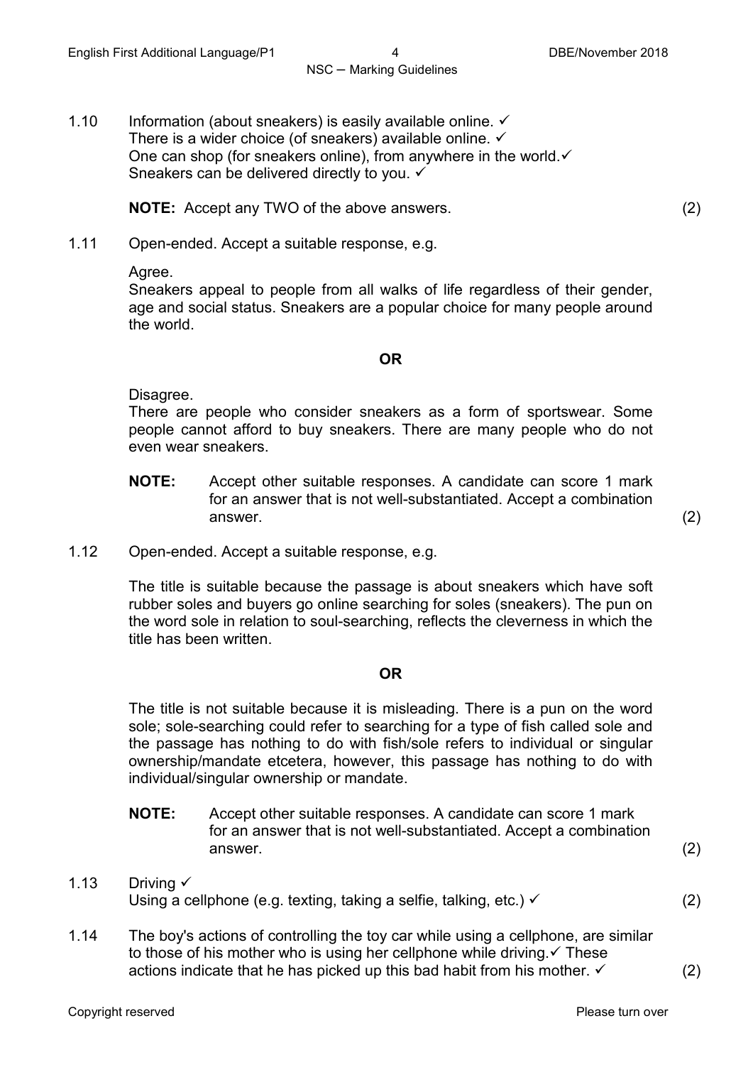1.10 Information (about sneakers) is easily available online. ✓
There is a wider choice (of sneakers) available online. ✓
One can shop (for sneakers online), from anywhere in the world.✓
Sneakers can be delivered directly to you. ✓

**NOTE:** Accept any TWO of the above answers. (2)

1.11 Open-ended. Accept a suitable response, e.g.

Agree.
Sneakers appeal to people from all walks of life regardless of their gender, age and social status. Sneakers are a popular choice for many people around the world.

**OR**

Disagree.
There are people who consider sneakers as a form of sportswear. Some people cannot afford to buy sneakers. There are many people who do not even wear sneakers.

**NOTE:** Accept other suitable responses. A candidate can score 1 mark for an answer that is not well-substantiated. Accept a combination answer. (2)

1.12 Open-ended. Accept a suitable response, e.g.

The title is suitable because the passage is about sneakers which have soft rubber soles and buyers go online searching for soles (sneakers). The pun on the word sole in relation to soul-searching, reflects the cleverness in which the title has been written.

**OR**

The title is not suitable because it is misleading. There is a pun on the word sole; sole-searching could refer to searching for a type of fish called sole and the passage has nothing to do with fish/sole refers to individual or singular ownership/mandate etcetera, however, this passage has nothing to do with individual/singular ownership or mandate.

**NOTE:** Accept other suitable responses. A candidate can score 1 mark for an answer that is not well-substantiated. Accept a combination answer. (2)

1.13 Driving ✓
Using a cellphone (e.g. texting, taking a selfie, talking, etc.) ✓ (2)

1.14 The boy's actions of controlling the toy car while using a cellphone, are similar to those of his mother who is using her cellphone while driving.✓ These actions indicate that he has picked up this bad habit from his mother. ✓ (2)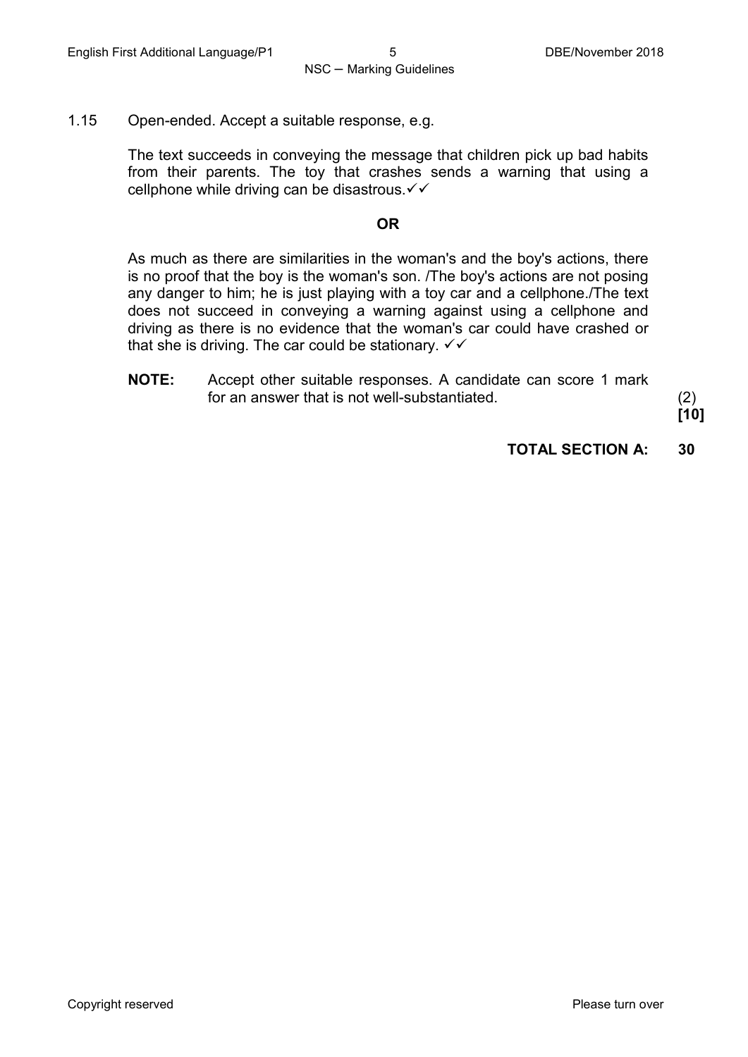1.15 Open-ended. Accept a suitable response, e.g.

The text succeeds in conveying the message that children pick up bad habits from their parents. The toy that crashes sends a warning that using a cellphone while driving can be disastrous.✓✓

**OR**

As much as there are similarities in the woman's and the boy's actions, there is no proof that the boy is the woman's son. /The boy's actions are not posing any danger to him; he is just playing with a toy car and a cellphone./The text does not succeed in conveying a warning against using a cellphone and driving as there is no evidence that the woman's car could have crashed or that she is driving. The car could be stationary. ✓✓

**NOTE:** Accept other suitable responses. A candidate can score 1 mark for an answer that is not well-substantiated. (2)

**[10]**

**TOTAL SECTION A: 30**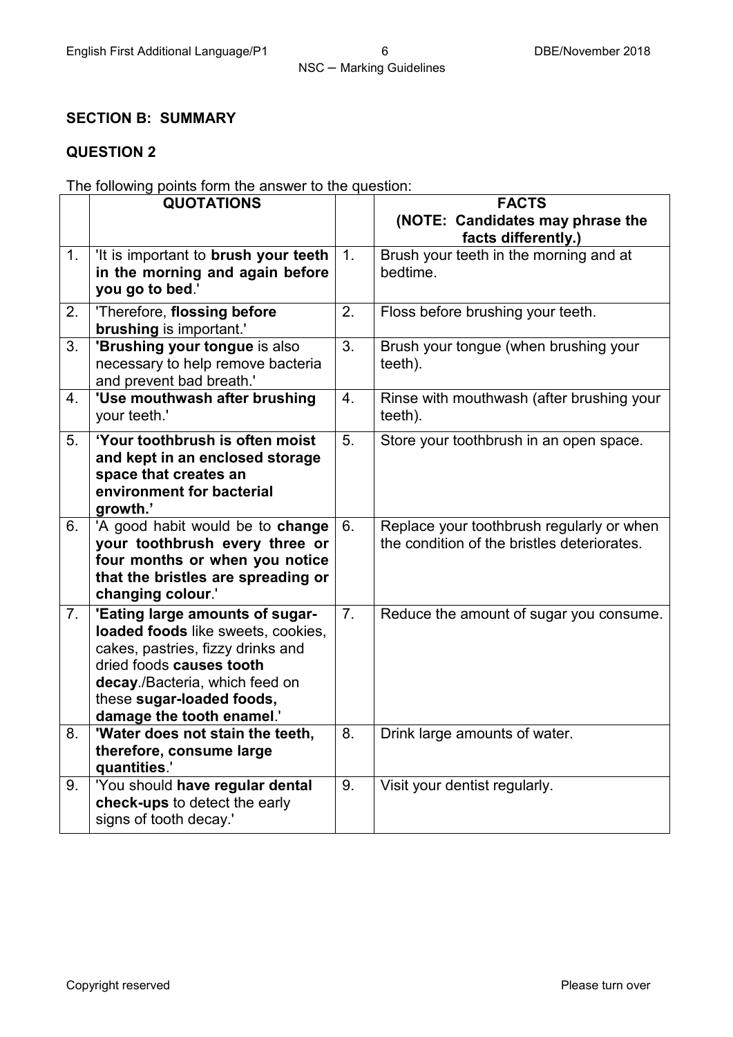## SECTION B: SUMMARY

### QUESTION 2

The following points form the answer to the question:

| | QUOTATIONS | | FACTS (NOTE: Candidates may phrase the facts differently.) |
|---|---|---|---|
| 1. | 'It is important to **brush your teeth in the morning and again before you go to bed**.' | 1. | Brush your teeth in the morning and at bedtime. |
| 2. | 'Therefore, **flossing before brushing** is important.' | 2. | Floss before brushing your teeth. |
| 3. | **'Brushing your tongue** is also necessary to help remove bacteria and prevent bad breath.' | 3. | Brush your tongue (when brushing your teeth). |
| 4. | **'Use mouthwash after brushing** your teeth.' | 4. | Rinse with mouthwash (after brushing your teeth). |
| 5. | **'Your toothbrush is often moist and kept in an enclosed storage space that creates an environment for bacterial growth.'** | 5. | Store your toothbrush in an open space. |
| 6. | 'A good habit would be to **change your toothbrush every three or four months or when you notice that the bristles are spreading or changing colour**.' | 6. | Replace your toothbrush regularly or when the condition of the bristles deteriorates. |
| 7. | **'Eating large amounts of sugar-loaded foods** like sweets, cookies, cakes, pastries, fizzy drinks and dried foods **causes tooth decay**./Bacteria, which feed on these **sugar-loaded foods, damage the tooth enamel**.' | 7. | Reduce the amount of sugar you consume. |
| 8. | **'Water does not stain the teeth, therefore, consume large quantities**.' | 8. | Drink large amounts of water. |
| 9. | 'You should **have regular dental check-ups** to detect the early signs of tooth decay.' | 9. | Visit your dentist regularly. |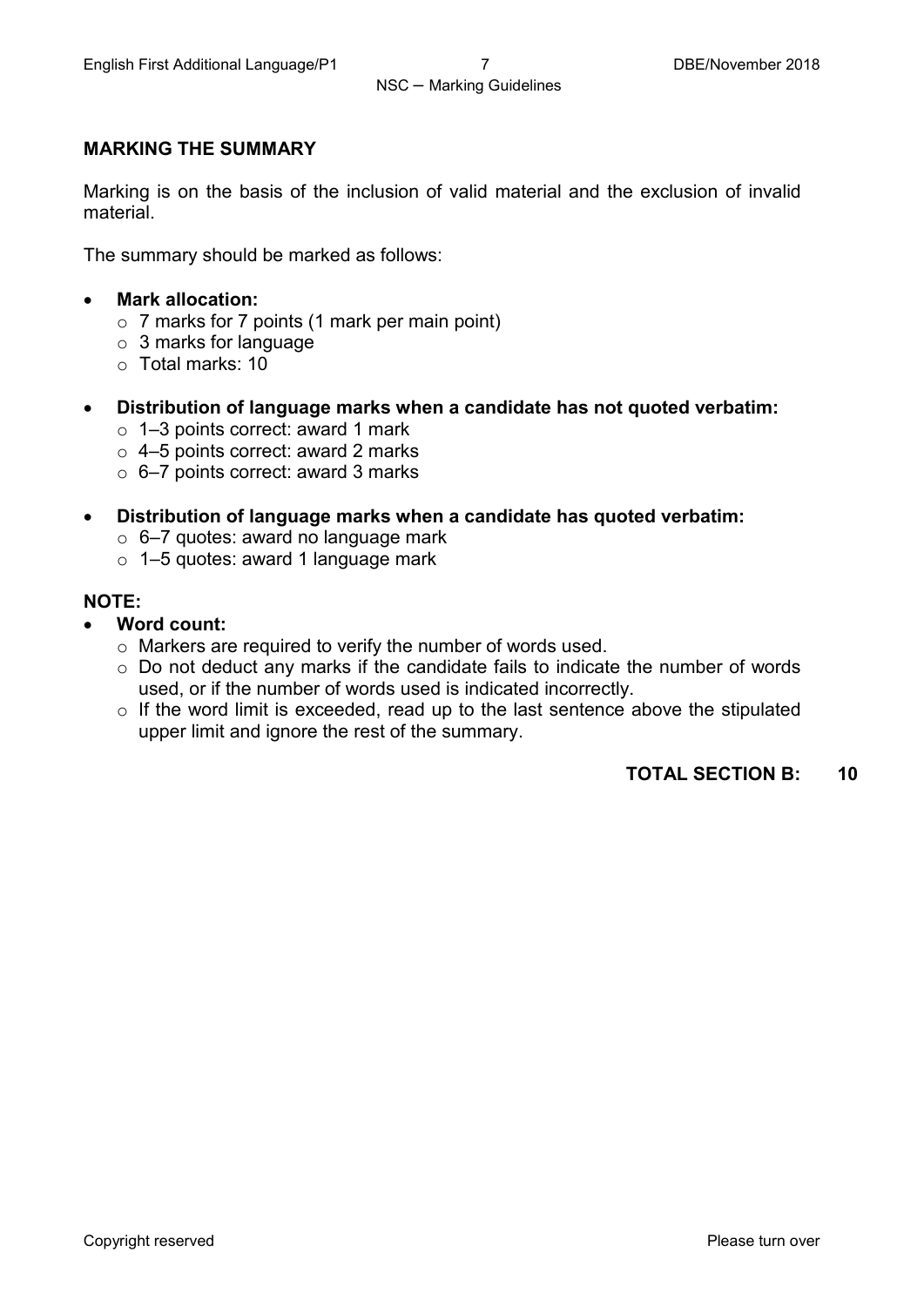## MARKING THE SUMMARY

Marking is on the basis of the inclusion of valid material and the exclusion of invalid material.

The summary should be marked as follows:

- **Mark allocation:**
  - 7 marks for 7 points (1 mark per main point)
  - 3 marks for language
  - Total marks: 10
- **Distribution of language marks when a candidate has not quoted verbatim:**
  - 1–3 points correct: award 1 mark
  - 4–5 points correct: award 2 marks
  - 6–7 points correct: award 3 marks
- **Distribution of language marks when a candidate has quoted verbatim:**
  - 6–7 quotes: award no language mark
  - 1–5 quotes: award 1 language mark

**NOTE:**

- **Word count:**
  - Markers are required to verify the number of words used.
  - Do not deduct any marks if the candidate fails to indicate the number of words used, or if the number of words used is indicated incorrectly.
  - If the word limit is exceeded, read up to the last sentence above the stipulated upper limit and ignore the rest of the summary.

**TOTAL SECTION B: 10**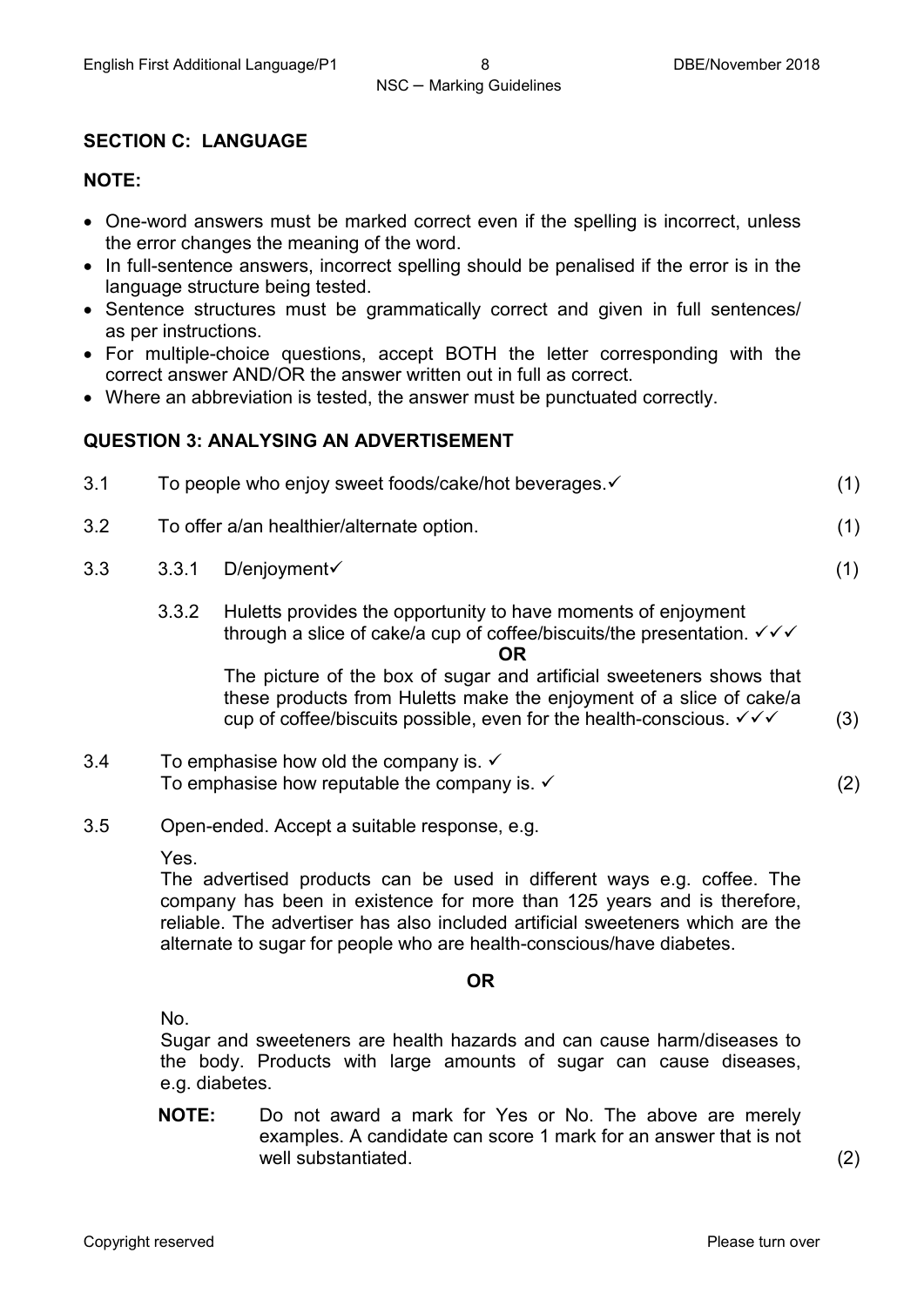## SECTION C: LANGUAGE

**NOTE:**

- One-word answers must be marked correct even if the spelling is incorrect, unless the error changes the meaning of the word.
- In full-sentence answers, incorrect spelling should be penalised if the error is in the language structure being tested.
- Sentence structures must be grammatically correct and given in full sentences/ as per instructions.
- For multiple-choice questions, accept BOTH the letter corresponding with the correct answer AND/OR the answer written out in full as correct.
- Where an abbreviation is tested, the answer must be punctuated correctly.

## QUESTION 3: ANALYSING AN ADVERTISEMENT

3.1 To people who enjoy sweet foods/cake/hot beverages.✓ (1)

3.2 To offer a/an healthier/alternate option. (1)

3.3 3.3.1 D/enjoyment✓ (1)

3.3.2 Huletts provides the opportunity to have moments of enjoyment through a slice of cake/a cup of coffee/biscuits/the presentation. ✓✓✓

**OR**

The picture of the box of sugar and artificial sweeteners shows that these products from Huletts make the enjoyment of a slice of cake/a cup of coffee/biscuits possible, even for the health-conscious. ✓✓✓ (3)

3.4 To emphasise how old the company is. ✓
To emphasise how reputable the company is. ✓ (2)

3.5 Open-ended. Accept a suitable response, e.g.

Yes.
The advertised products can be used in different ways e.g. coffee. The company has been in existence for more than 125 years and is therefore, reliable. The advertiser has also included artificial sweeteners which are the alternate to sugar for people who are health-conscious/have diabetes.

**OR**

No.
Sugar and sweeteners are health hazards and can cause harm/diseases to the body. Products with large amounts of sugar can cause diseases, e.g. diabetes.

**NOTE:** Do not award a mark for Yes or No. The above are merely examples. A candidate can score 1 mark for an answer that is not well substantiated. (2)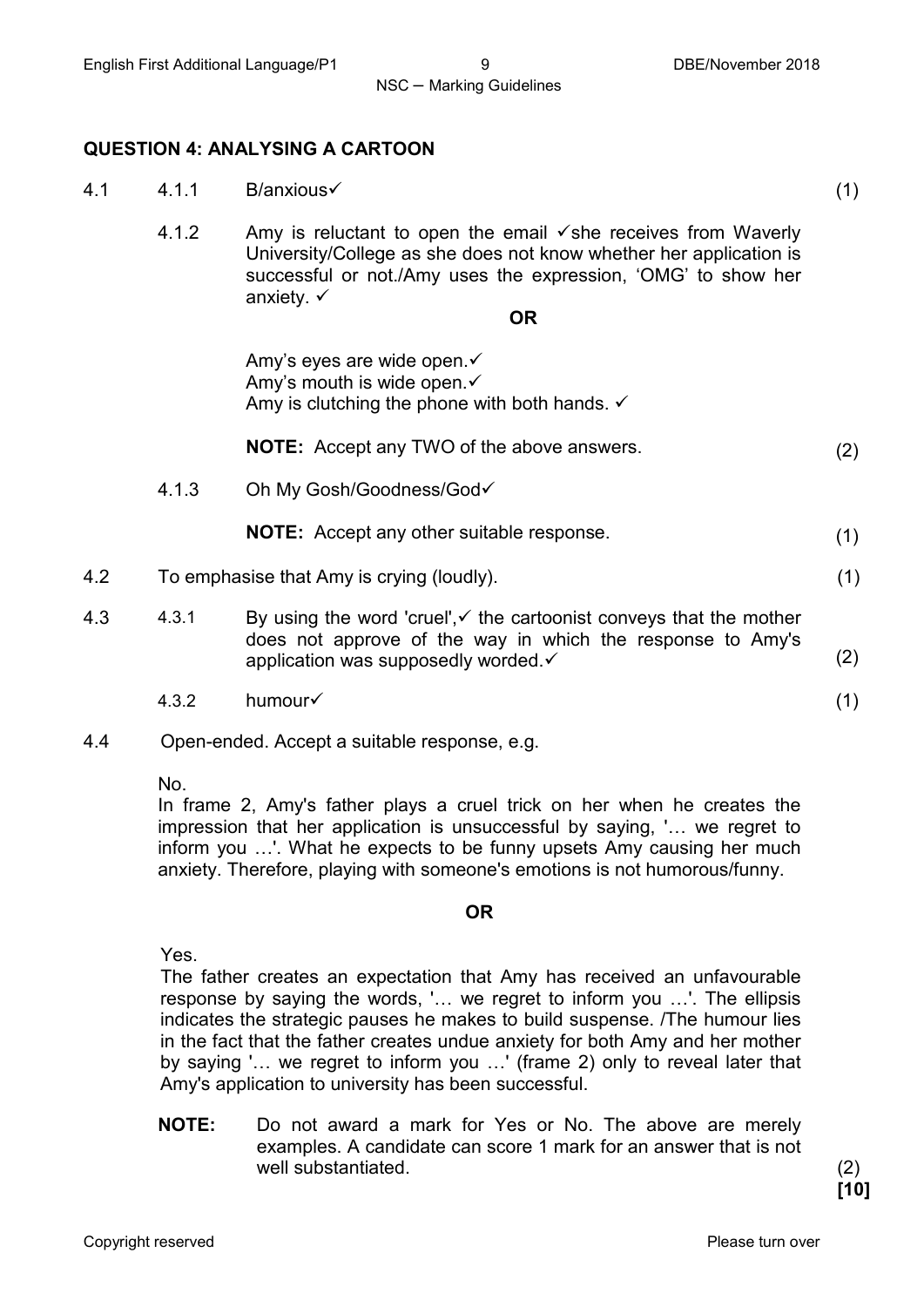## QUESTION 4: ANALYSING A CARTOON

4.1

4.1.1 B/anxious✓ (1)

4.1.2 Amy is reluctant to open the email ✓she receives from Waverly University/College as she does not know whether her application is successful or not./Amy uses the expression, 'OMG' to show her anxiety. ✓

**OR**

Amy's eyes are wide open.✓
Amy's mouth is wide open.✓
Amy is clutching the phone with both hands. ✓

**NOTE:** Accept any TWO of the above answers. (2)

4.1.3 Oh My Gosh/Goodness/God✓

**NOTE:** Accept any other suitable response. (1)

4.2 To emphasise that Amy is crying (loudly). (1)

4.3

4.3.1 By using the word 'cruel',✓ the cartoonist conveys that the mother does not approve of the way in which the response to Amy's application was supposedly worded.✓ (2)

4.3.2 humour✓ (1)

4.4 Open-ended. Accept a suitable response, e.g.

No.
In frame 2, Amy's father plays a cruel trick on her when he creates the impression that her application is unsuccessful by saying, '… we regret to inform you …'. What he expects to be funny upsets Amy causing her much anxiety. Therefore, playing with someone's emotions is not humorous/funny.

**OR**

Yes.
The father creates an expectation that Amy has received an unfavourable response by saying the words, '… we regret to inform you …'. The ellipsis indicates the strategic pauses he makes to build suspense. /The humour lies in the fact that the father creates undue anxiety for both Amy and her mother by saying '… we regret to inform you …' (frame 2) only to reveal later that Amy's application to university has been successful.

**NOTE:** Do not award a mark for Yes or No. The above are merely examples. A candidate can score 1 mark for an answer that is not well substantiated. (2)

**[10]**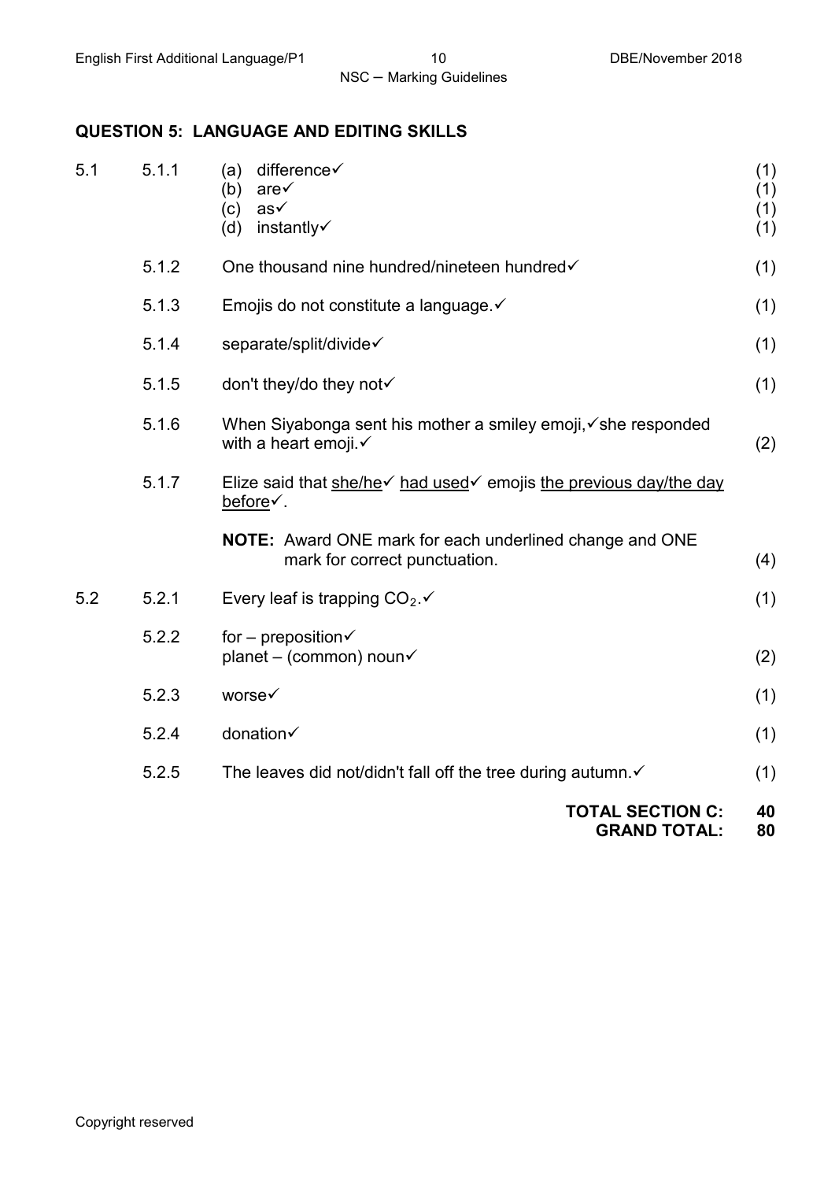## QUESTION 5: LANGUAGE AND EDITING SKILLS

| | | | |
|---|---|---|---|
| 5.1 | 5.1.1 | (a) difference✓<br>(b) are✓<br>(c) as✓<br>(d) instantly✓ | (1)<br>(1)<br>(1)<br>(1) |
| | 5.1.2 | One thousand nine hundred/nineteen hundred✓ | (1) |
| | 5.1.3 | Emojis do not constitute a language.✓ | (1) |
| | 5.1.4 | separate/split/divide✓ | (1) |
| | 5.1.5 | don't they/do they not✓ | (1) |
| | 5.1.6 | When Siyabonga sent his mother a smiley emoji,✓she responded with a heart emoji.✓ | (2) |
| | 5.1.7 | Elize said that <u>she/he</u>✓ <u>had used</u>✓ emojis <u>the previous day/the day before</u>✓.<br><br>**NOTE:** Award ONE mark for each underlined change and ONE mark for correct punctuation. | (4) |
| 5.2 | 5.2.1 | Every leaf is trapping $CO_2$.✓ | (1) |
| | 5.2.2 | for – preposition✓<br>planet – (common) noun✓ | (2) |
| | 5.2.3 | worse✓ | (1) |
| | 5.2.4 | donation✓ | (1) |
| | 5.2.5 | The leaves did not/didn't fall off the tree during autumn.✓ | (1) |

**TOTAL SECTION C: 40**
**GRAND TOTAL: 80**